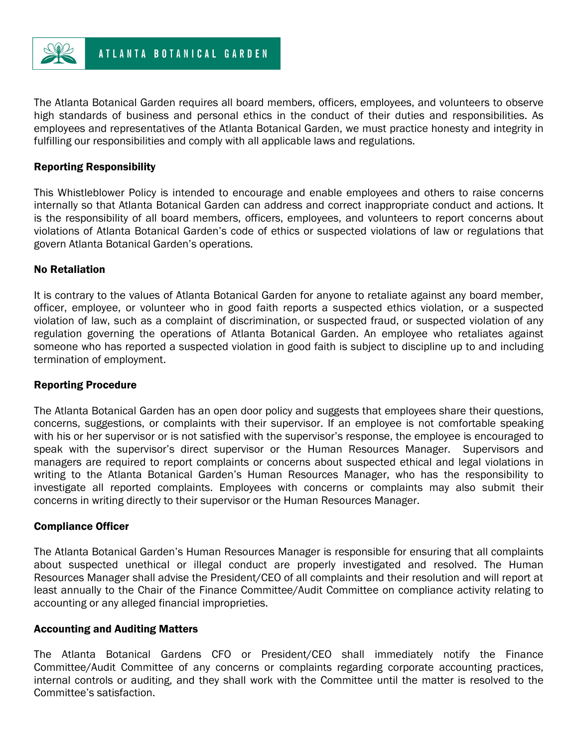ATLANTA BOTANICAL GARDEN

The Atlanta Botanical Garden requires all board members, officers, employees, and volunteers to observe high standards of business and personal ethics in the conduct of their duties and responsibilities. As employees and representatives of the Atlanta Botanical Garden, we must practice honesty and integrity in fulfilling our responsibilities and comply with all applicable laws and regulations.

## Reporting Responsibility

This Whistleblower Policy is intended to encourage and enable employees and others to raise concerns internally so that Atlanta Botanical Garden can address and correct inappropriate conduct and actions. It is the responsibility of all board members, officers, employees, and volunteers to report concerns about violations of Atlanta Botanical Garden's code of ethics or suspected violations of law or regulations that govern Atlanta Botanical Garden's operations.

## No Retaliation

It is contrary to the values of Atlanta Botanical Garden for anyone to retaliate against any board member, officer, employee, or volunteer who in good faith reports a suspected ethics violation, or a suspected violation of law, such as a complaint of discrimination, or suspected fraud, or suspected violation of any regulation governing the operations of Atlanta Botanical Garden. An employee who retaliates against someone who has reported a suspected violation in good faith is subject to discipline up to and including termination of employment.

## Reporting Procedure

The Atlanta Botanical Garden has an open door policy and suggests that employees share their questions, concerns, suggestions, or complaints with their supervisor. If an employee is not comfortable speaking with his or her supervisor or is not satisfied with the supervisor's response, the employee is encouraged to speak with the supervisor's direct supervisor or the Human Resources Manager. Supervisors and managers are required to report complaints or concerns about suspected ethical and legal violations in writing to the Atlanta Botanical Garden's Human Resources Manager, who has the responsibility to investigate all reported complaints. Employees with concerns or complaints may also submit their concerns in writing directly to their supervisor or the Human Resources Manager.

## Compliance Officer

The Atlanta Botanical Garden's Human Resources Manager is responsible for ensuring that all complaints about suspected unethical or illegal conduct are properly investigated and resolved. The Human Resources Manager shall advise the President/CEO of all complaints and their resolution and will report at least annually to the Chair of the Finance Committee/Audit Committee on compliance activity relating to accounting or any alleged financial improprieties.

## Accounting and Auditing Matters

The Atlanta Botanical Gardens CFO or President/CEO shall immediately notify the Finance Committee/Audit Committee of any concerns or complaints regarding corporate accounting practices, internal controls or auditing, and they shall work with the Committee until the matter is resolved to the Committee's satisfaction.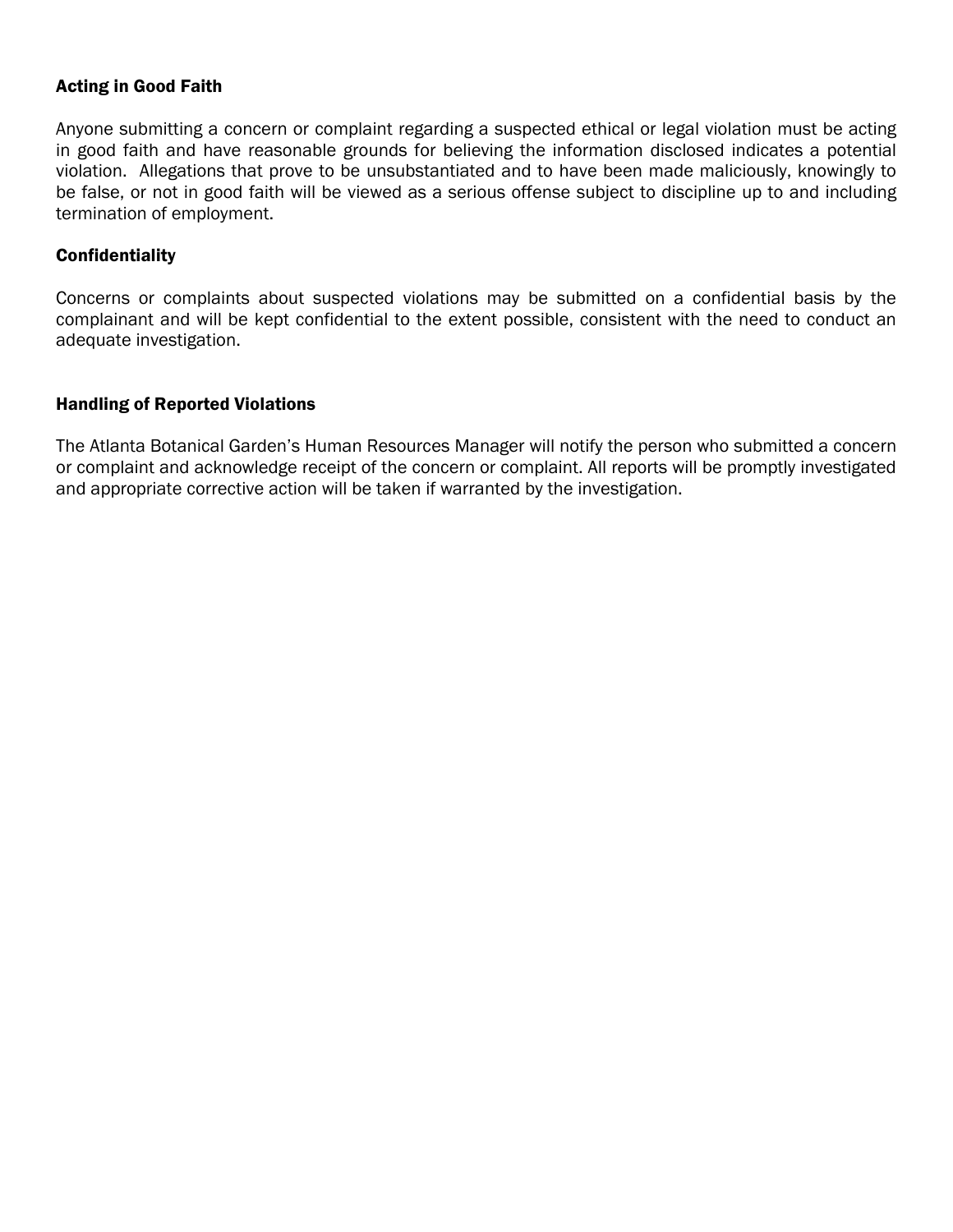### Acting in Good Faith

Anyone submitting a concern or complaint regarding a suspected ethical or legal violation must be acting in good faith and have reasonable grounds for believing the information disclosed indicates a potential violation. Allegations that prove to be unsubstantiated and to have been made maliciously, knowingly to be false, or not in good faith will be viewed as a serious offense subject to discipline up to and including termination of employment.

### Confidentiality

Concerns or complaints about suspected violations may be submitted on a confidential basis by the complainant and will be kept confidential to the extent possible, consistent with the need to conduct an adequate investigation.

### Handling of Reported Violations

The Atlanta Botanical Garden's Human Resources Manager will notify the person who submitted a concern or complaint and acknowledge receipt of the concern or complaint. All reports will be promptly investigated and appropriate corrective action will be taken if warranted by the investigation.